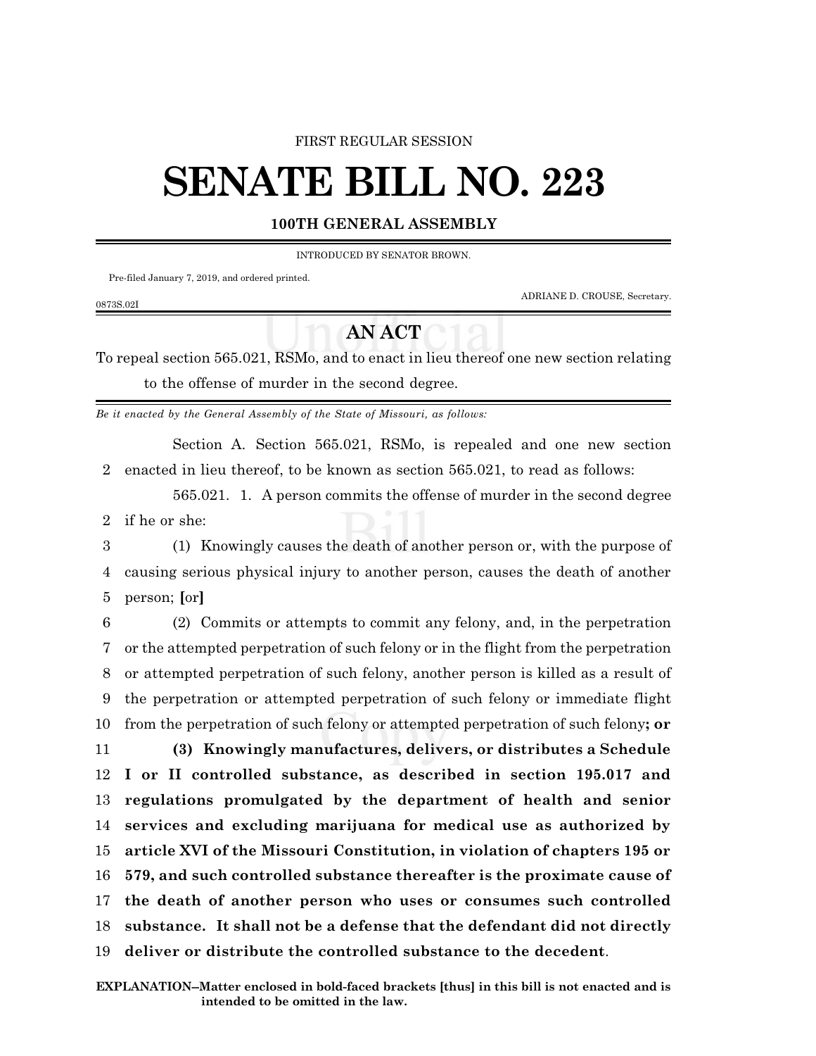FIRST REGULAR SESSION

# SENATE BILL NO. 223

## 100TH GENERAL ASSEMBLY

INTRODUCED BY SENATOR BROWN.

Pre-filed January 7, 2019, and ordered printed.

ADRIANE D. CROUSE, Secretary.

0873S.02I

## AN ACT

To repeal section 565.021, RSMo, and to enact in lieu thereof one new section relating to the offense of murder in the second degree.

*Be it enacted by the General Assembly of the State of Missouri, as follows:*

Section A. Section 565.021, RSMo, is repealed and one new section enacted in lieu thereof, to be known as section 565.021, to read as follows:

565.021. 1. A person commits the offense of murder in the second degree if he or she:

(1) Knowingly causes the death of another person or, with the purpose of causing serious physical injury to another person, causes the death of another person; **[**or**]**

(2) Commits or attempts to commit any felony, and, in the perpetration or the attempted perpetration of such felony or in the flight from the perpetration or attempted perpetration of such felony, another person is killed as a result of the perpetration or attempted perpetration of such felony or immediate flight from the perpetration of such felony or attempted perpetration of such felony**; or**

**(3) Knowingly manufactures, delivers, or distributes a Schedule I or II controlled substance, as described in section 195.017 and regulations promulgated by the department of health and senior services and excluding marijuana for medical use as authorized by article XVI of the Missouri Constitution, in violation of chapters 195 or 579, and such controlled substance thereafter is the proximate cause of the death of another person who uses or consumes such controlled substance. It shall not be a defense that the defendant did not directly deliver or distribute the controlled substance to the decedent**.

**EXPLANATION--Matter enclosed in bold-faced brackets [thus] in this bill is not enacted and is intended to be omitted in the law.**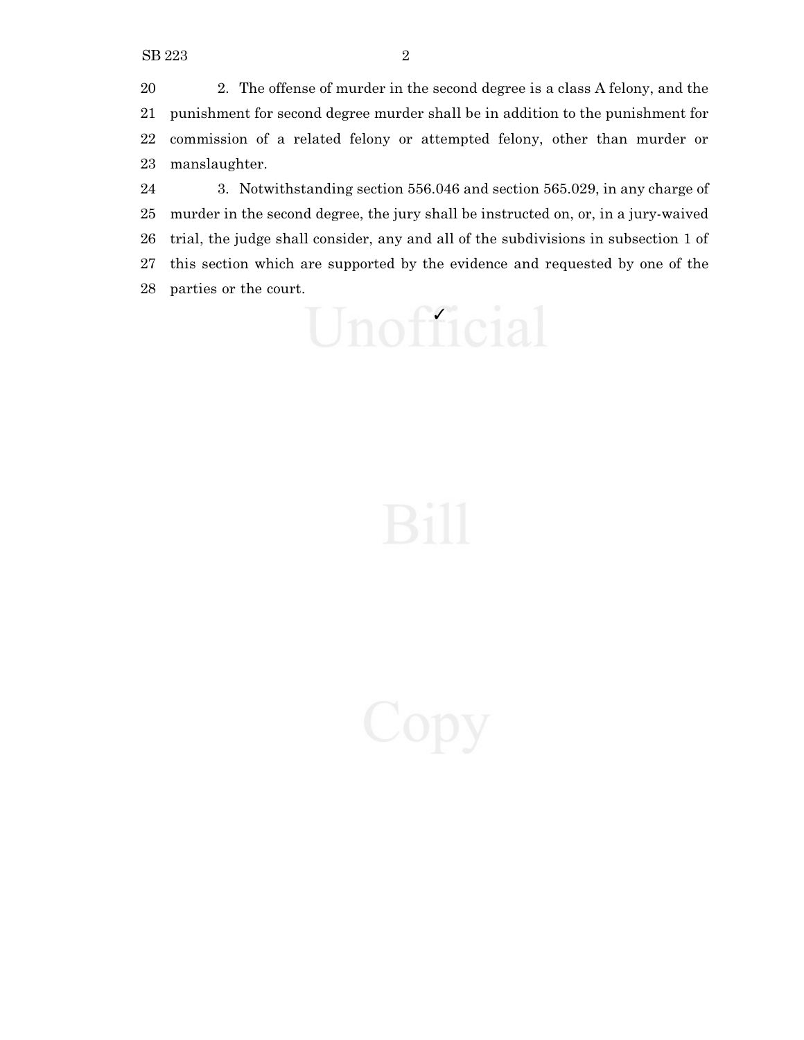2. The offense of murder in the second degree is a class A felony, and the punishment for second degree murder shall be in addition to the punishment for commission of a related felony or attempted felony, other than murder or manslaughter.

3. Notwithstanding section 556.046 and section 565.029, in any charge of murder in the second degree, the jury shall be instructed on, or, in a jury-waived trial, the judge shall consider, any and all of the subdivisions in subsection 1 of this section which are supported by the evidence and requested by one of the parties or the court.

✓